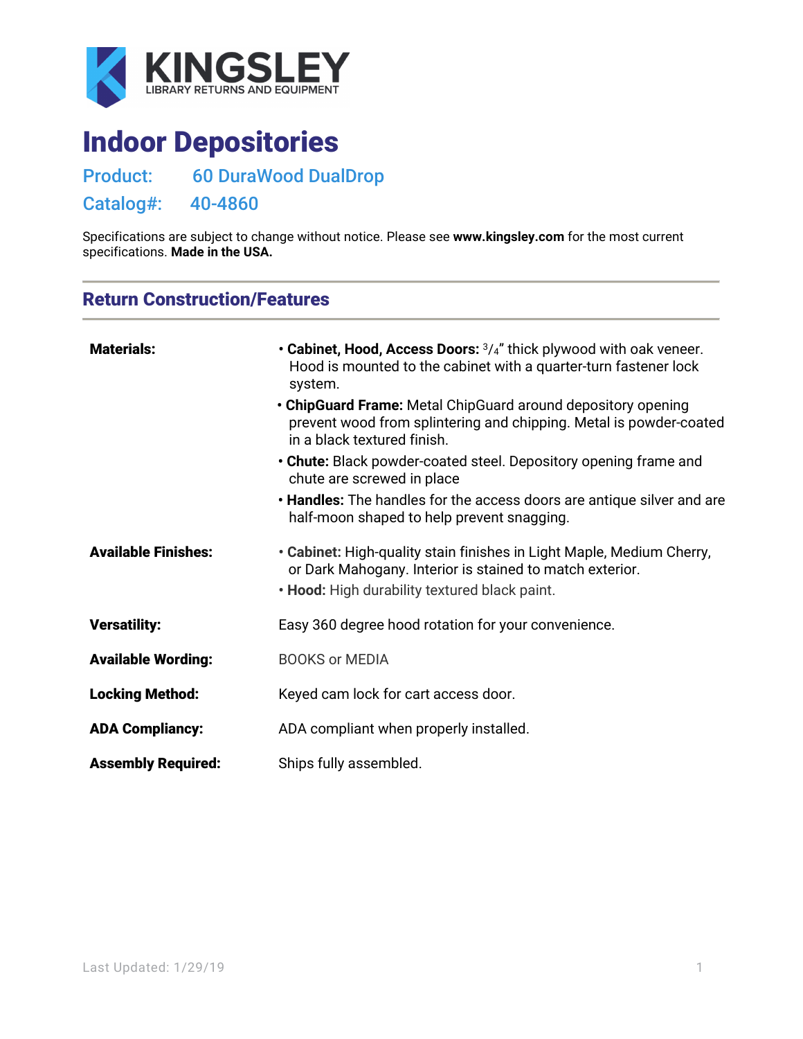**KINGSLEY**
LIBRARY RETURNS AND EQUIPMENT

# Indoor Depositories

## Product: 60 DuraWood DualDrop

## Catalog#: 40-4860

Specifications are subject to change without notice. Please see **www.kingsley.com** for the most current specifications. **Made in the USA.**

## Return Construction/Features

**Materials:**

- **Cabinet, Hood, Access Doors:** $^3/_4$" thick plywood with oak veneer. Hood is mounted to the cabinet with a quarter-turn fastener lock system.
- **ChipGuard Frame:** Metal ChipGuard around depository opening prevent wood from splintering and chipping. Metal is powder-coated in a black textured finish.
- **Chute:** Black powder-coated steel. Depository opening frame and chute are screwed in place
- **Handles:** The handles for the access doors are antique silver and are half-moon shaped to help prevent snagging.

**Available Finishes:**

- **Cabinet:** High-quality stain finishes in Light Maple, Medium Cherry, or Dark Mahogany. Interior is stained to match exterior.
- **Hood:** High durability textured black paint.

**Versatility:** Easy 360 degree hood rotation for your convenience.

**Available Wording:** BOOKS or MEDIA

**Locking Method:** Keyed cam lock for cart access door.

**ADA Compliancy:** ADA compliant when properly installed.

**Assembly Required:** Ships fully assembled.

Last Updated: 1/29/19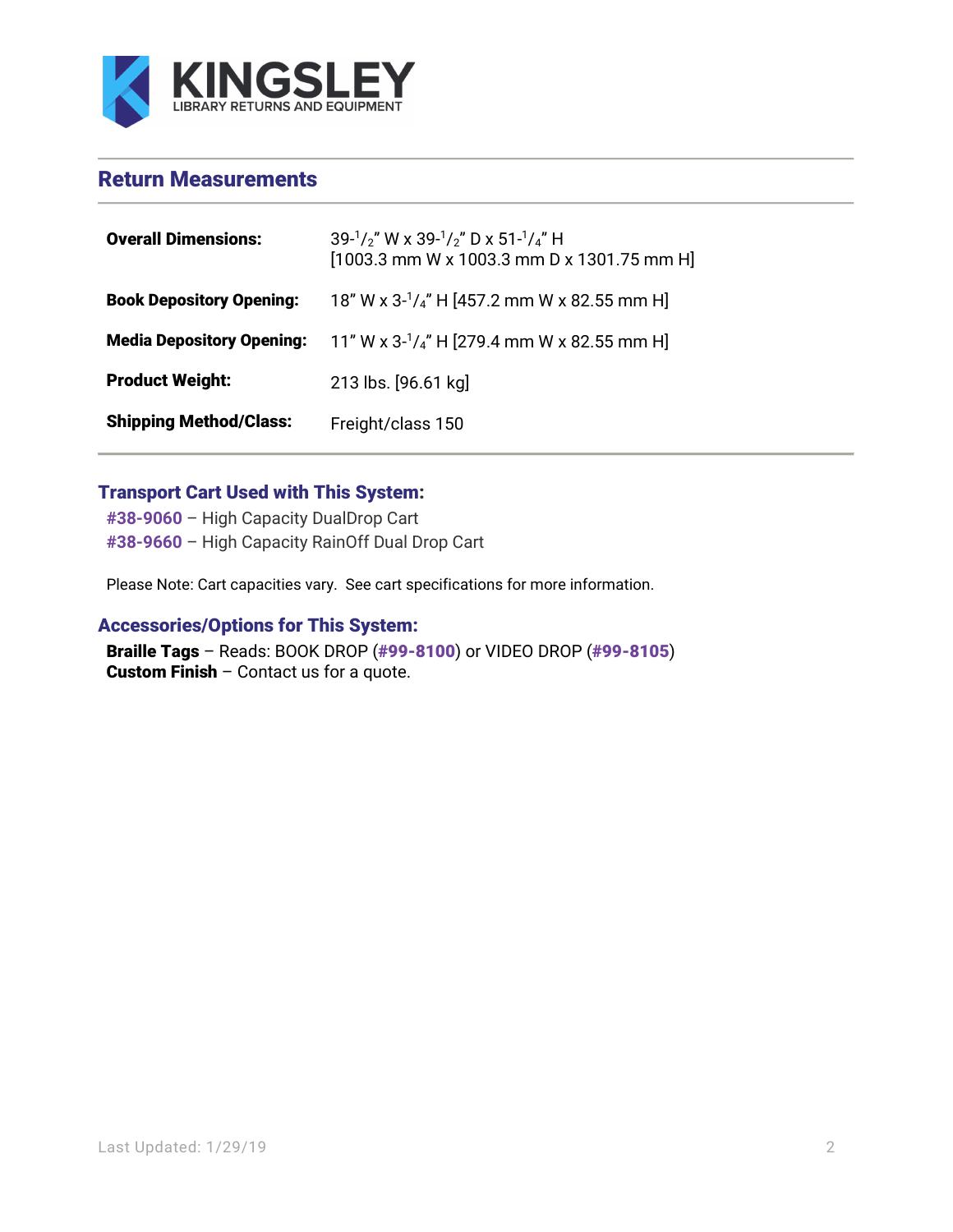**KINGSLEY**
LIBRARY RETURNS AND EQUIPMENT

## Return Measurements

| | |
|---|---|
| **Overall Dimensions:** | 39-$^{1}/_{2}$” W x 39-$^{1}/_{2}$” D x 51-$^{1}/_{4}$” H [1003.3 mm W x 1003.3 mm D x 1301.75 mm H] |
| **Book Depository Opening:** | 18” W x 3-$^{1}/_{4}$” H [457.2 mm W x 82.55 mm H] |
| **Media Depository Opening:** | 11” W x 3-$^{1}/_{4}$” H [279.4 mm W x 82.55 mm H] |
| **Product Weight:** | 213 lbs. [96.61 kg] |
| **Shipping Method/Class:** | Freight/class 150 |

### Transport Cart Used with This System:

**#38-9060** – High Capacity DualDrop Cart
**#38-9660** – High Capacity RainOff Dual Drop Cart

Please Note: Cart capacities vary. See cart specifications for more information.

### Accessories/Options for This System:

**Braille Tags** – Reads: BOOK DROP (**#99-8100**) or VIDEO DROP (**#99-8105**)
**Custom Finish** – Contact us for a quote.

Last Updated: 1/29/19